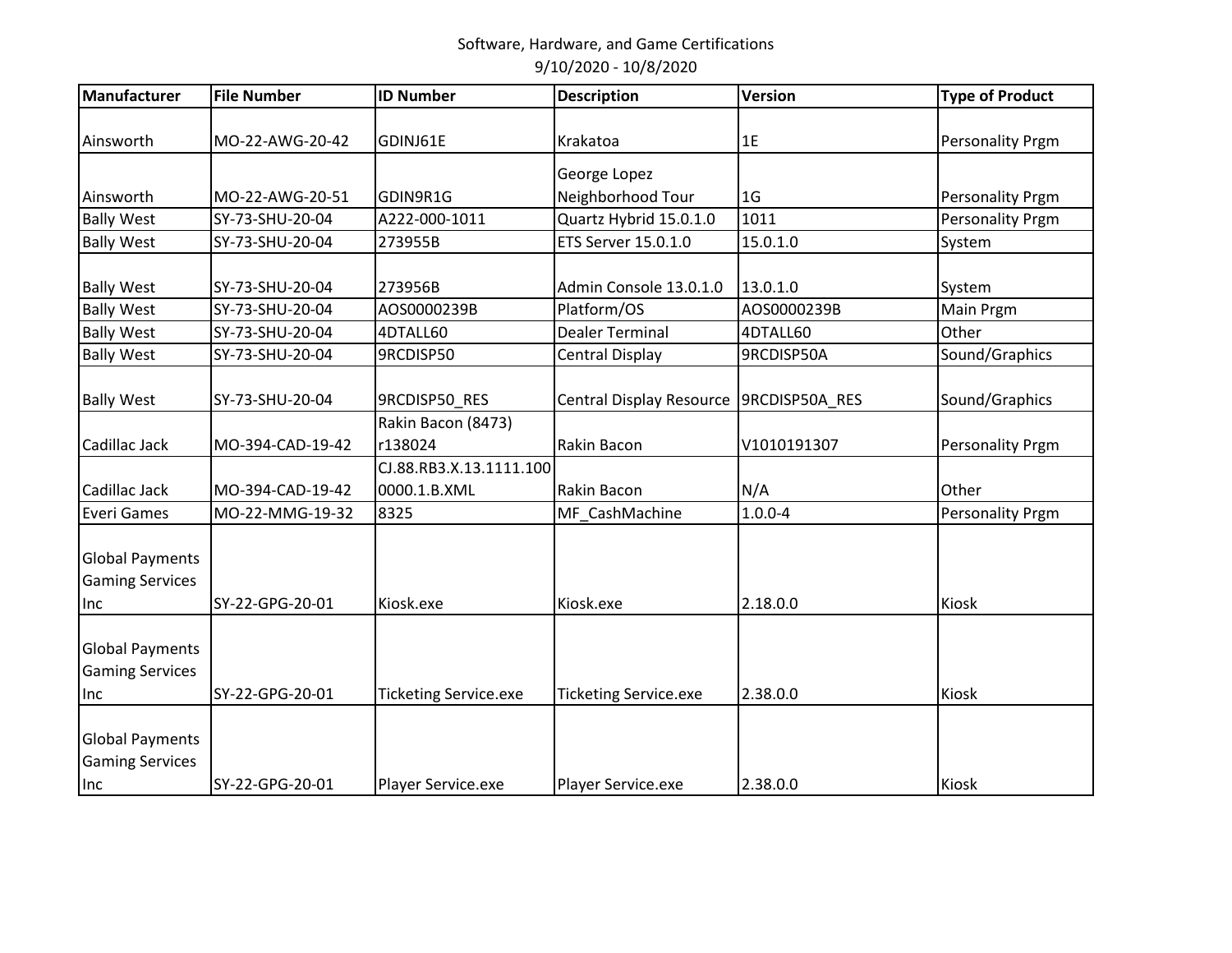Software, Hardware, and Game Certifications

9/10/2020 - 10/8/2020

| Manufacturer | File Number | ID Number | Description | Version | Type of Product |
|---|---|---|---|---|---|
| Ainsworth | MO-22-AWG-20-42 | GDINJ61E | Krakatoa | 1E | Personality Prgm |
| Ainsworth | MO-22-AWG-20-51 | GDIN9R1G | George Lopez Neighborhood Tour | 1G | Personality Prgm |
| Bally West | SY-73-SHU-20-04 | A222-000-1011 | Quartz Hybrid 15.0.1.0 | 1011 | Personality Prgm |
| Bally West | SY-73-SHU-20-04 | 273955B | ETS Server 15.0.1.0 | 15.0.1.0 | System |
| Bally West | SY-73-SHU-20-04 | 273956B | Admin Console 13.0.1.0 | 13.0.1.0 | System |
| Bally West | SY-73-SHU-20-04 | AOS0000239B | Platform/OS | AOS0000239B | Main Prgm |
| Bally West | SY-73-SHU-20-04 | 4DTALL60 | Dealer Terminal | 4DTALL60 | Other |
| Bally West | SY-73-SHU-20-04 | 9RCDISP50 | Central Display | 9RCDISP50A | Sound/Graphics |
| Bally West | SY-73-SHU-20-04 | 9RCDISP50_RES | Central Display Resource | 9RCDISP50A_RES | Sound/Graphics |
| Cadillac Jack | MO-394-CAD-19-42 | Rakin Bacon (8473) r138024 | Rakin Bacon | V1010191307 | Personality Prgm |
| Cadillac Jack | MO-394-CAD-19-42 | CJ.88.RB3.X.13.1111.1000000.1.B.XML | Rakin Bacon | N/A | Other |
| Everi Games | MO-22-MMG-19-32 | 8325 | MF_CashMachine | 1.0.0-4 | Personality Prgm |
| Global Payments Gaming Services Inc | SY-22-GPG-20-01 | Kiosk.exe | Kiosk.exe | 2.18.0.0 | Kiosk |
| Global Payments Gaming Services Inc | SY-22-GPG-20-01 | Ticketing Service.exe | Ticketing Service.exe | 2.38.0.0 | Kiosk |
| Global Payments Gaming Services Inc | SY-22-GPG-20-01 | Player Service.exe | Player Service.exe | 2.38.0.0 | Kiosk |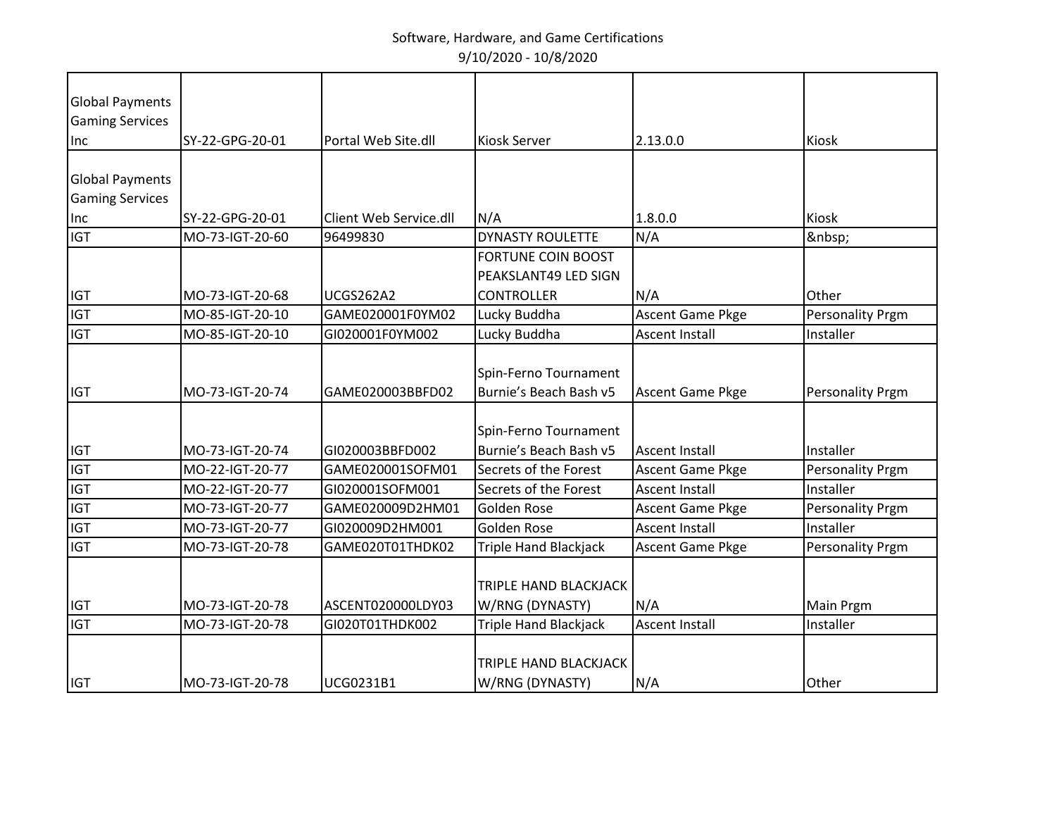| | | | | | |
|---|---|---|---|---|---|
| Global Payments Gaming Services Inc | SY-22-GPG-20-01 | Portal Web Site.dll | Kiosk Server | 2.13.0.0 | Kiosk |
| Global Payments Gaming Services Inc | SY-22-GPG-20-01 | Client Web Service.dll | N/A | 1.8.0.0 | Kiosk |
| IGT | MO-73-IGT-20-60 | 96499830 | DYNASTY ROULETTE | N/A | &nbsp; |
| IGT | MO-73-IGT-20-68 | UCGS262A2 | FORTUNE COIN BOOST PEAKSLANT49 LED SIGN CONTROLLER | N/A | Other |
| IGT | MO-85-IGT-20-10 | GAME020001F0YM02 | Lucky Buddha | Ascent Game Pkge | Personality Prgm |
| IGT | MO-85-IGT-20-10 | GI020001F0YM002 | Lucky Buddha | Ascent Install | Installer |
| IGT | MO-73-IGT-20-74 | GAME020003BBFD02 | Spin-Ferno Tournament Burnie's Beach Bash v5 | Ascent Game Pkge | Personality Prgm |
| IGT | MO-73-IGT-20-74 | GI020003BBFD002 | Spin-Ferno Tournament Burnie's Beach Bash v5 | Ascent Install | Installer |
| IGT | MO-22-IGT-20-77 | GAME020001SOFM01 | Secrets of the Forest | Ascent Game Pkge | Personality Prgm |
| IGT | MO-22-IGT-20-77 | GI020001SOFM001 | Secrets of the Forest | Ascent Install | Installer |
| IGT | MO-73-IGT-20-77 | GAME020009D2HM01 | Golden Rose | Ascent Game Pkge | Personality Prgm |
| IGT | MO-73-IGT-20-77 | GI020009D2HM001 | Golden Rose | Ascent Install | Installer |
| IGT | MO-73-IGT-20-78 | GAME020T01THDK02 | Triple Hand Blackjack | Ascent Game Pkge | Personality Prgm |
| IGT | MO-73-IGT-20-78 | ASCENT020000LDY03 | TRIPLE HAND BLACKJACK W/RNG (DYNASTY) | N/A | Main Prgm |
| IGT | MO-73-IGT-20-78 | GI020T01THDK002 | Triple Hand Blackjack | Ascent Install | Installer |
| IGT | MO-73-IGT-20-78 | UCG0231B1 | TRIPLE HAND BLACKJACK W/RNG (DYNASTY) | N/A | Other |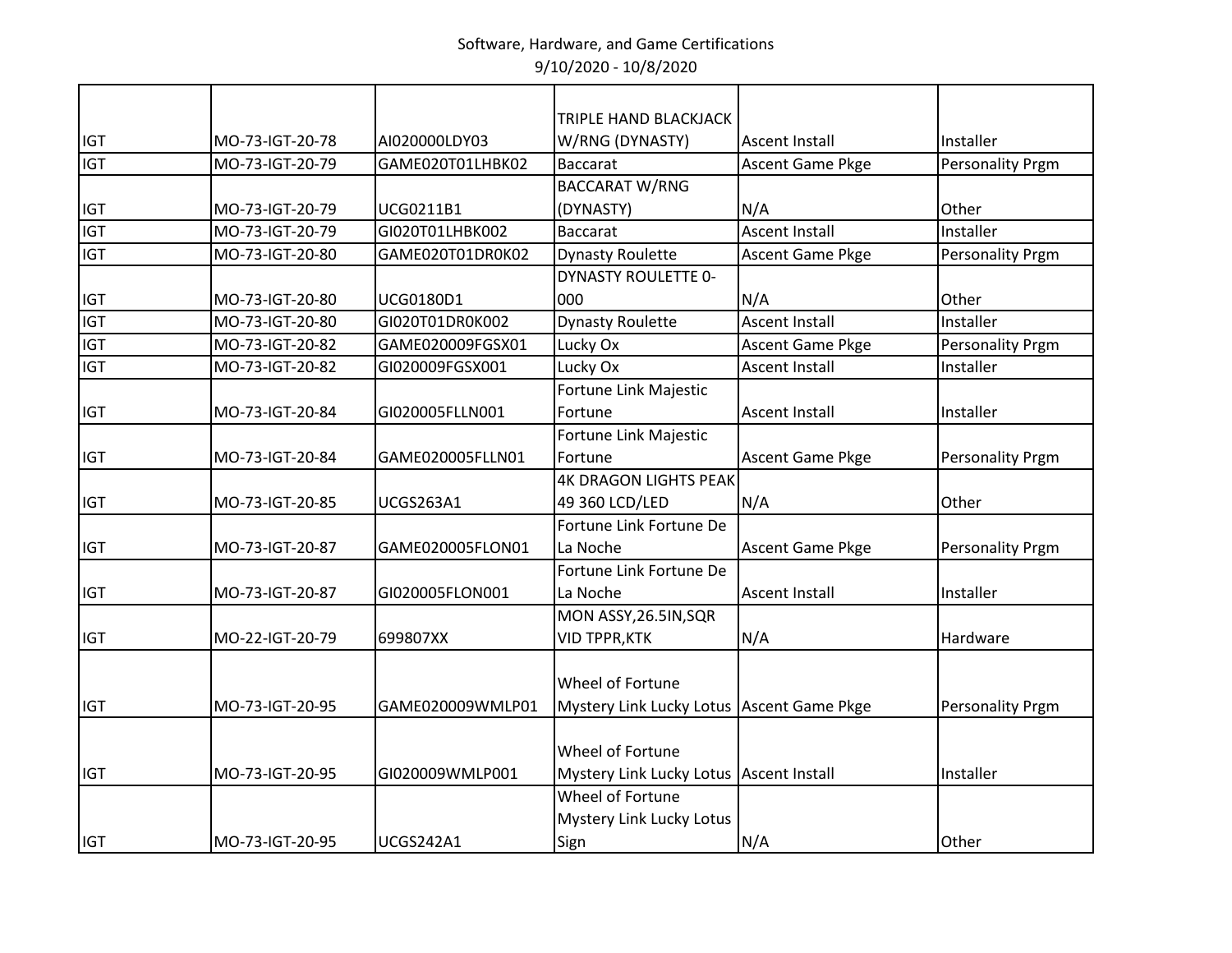Software, Hardware, and Game Certifications
9/10/2020 - 10/8/2020

| | | | | | |
|---|---|---|---|---|---|
| IGT | MO-73-IGT-20-78 | AI020000LDY03 | TRIPLE HAND BLACKJACK W/RNG (DYNASTY) | Ascent Install | Installer |
| IGT | MO-73-IGT-20-79 | GAME020T01LHBK02 | Baccarat | Ascent Game Pkge | Personality Prgm |
| IGT | MO-73-IGT-20-79 | UCG0211B1 | BACCARAT W/RNG (DYNASTY) | N/A | Other |
| IGT | MO-73-IGT-20-79 | GI020T01LHBK002 | Baccarat | Ascent Install | Installer |
| IGT | MO-73-IGT-20-80 | GAME020T01DR0K02 | Dynasty Roulette | Ascent Game Pkge | Personality Prgm |
| IGT | MO-73-IGT-20-80 | UCG0180D1 | DYNASTY ROULETTE 0-000 | N/A | Other |
| IGT | MO-73-IGT-20-80 | GI020T01DR0K002 | Dynasty Roulette | Ascent Install | Installer |
| IGT | MO-73-IGT-20-82 | GAME020009FGSX01 | Lucky Ox | Ascent Game Pkge | Personality Prgm |
| IGT | MO-73-IGT-20-82 | GI020009FGSX001 | Lucky Ox | Ascent Install | Installer |
| IGT | MO-73-IGT-20-84 | GI020005FLLN001 | Fortune Link Majestic Fortune | Ascent Install | Installer |
| IGT | MO-73-IGT-20-84 | GAME020005FLLN01 | Fortune Link Majestic Fortune | Ascent Game Pkge | Personality Prgm |
| IGT | MO-73-IGT-20-85 | UCGS263A1 | 4K DRAGON LIGHTS PEAK 49 360 LCD/LED | N/A | Other |
| IGT | MO-73-IGT-20-87 | GAME020005FLON01 | Fortune Link Fortune De La Noche | Ascent Game Pkge | Personality Prgm |
| IGT | MO-73-IGT-20-87 | GI020005FLON001 | Fortune Link Fortune De La Noche | Ascent Install | Installer |
| IGT | MO-22-IGT-20-79 | 699807XX | MON ASSY,26.5IN,SQR VID TPPR,KTK | N/A | Hardware |
| IGT | MO-73-IGT-20-95 | GAME020009WMLP01 | Wheel of Fortune Mystery Link Lucky Lotus | Ascent Game Pkge | Personality Prgm |
| IGT | MO-73-IGT-20-95 | GI020009WMLP001 | Wheel of Fortune Mystery Link Lucky Lotus | Ascent Install | Installer |
| IGT | MO-73-IGT-20-95 | UCGS242A1 | Wheel of Fortune Mystery Link Lucky Lotus Sign | N/A | Other |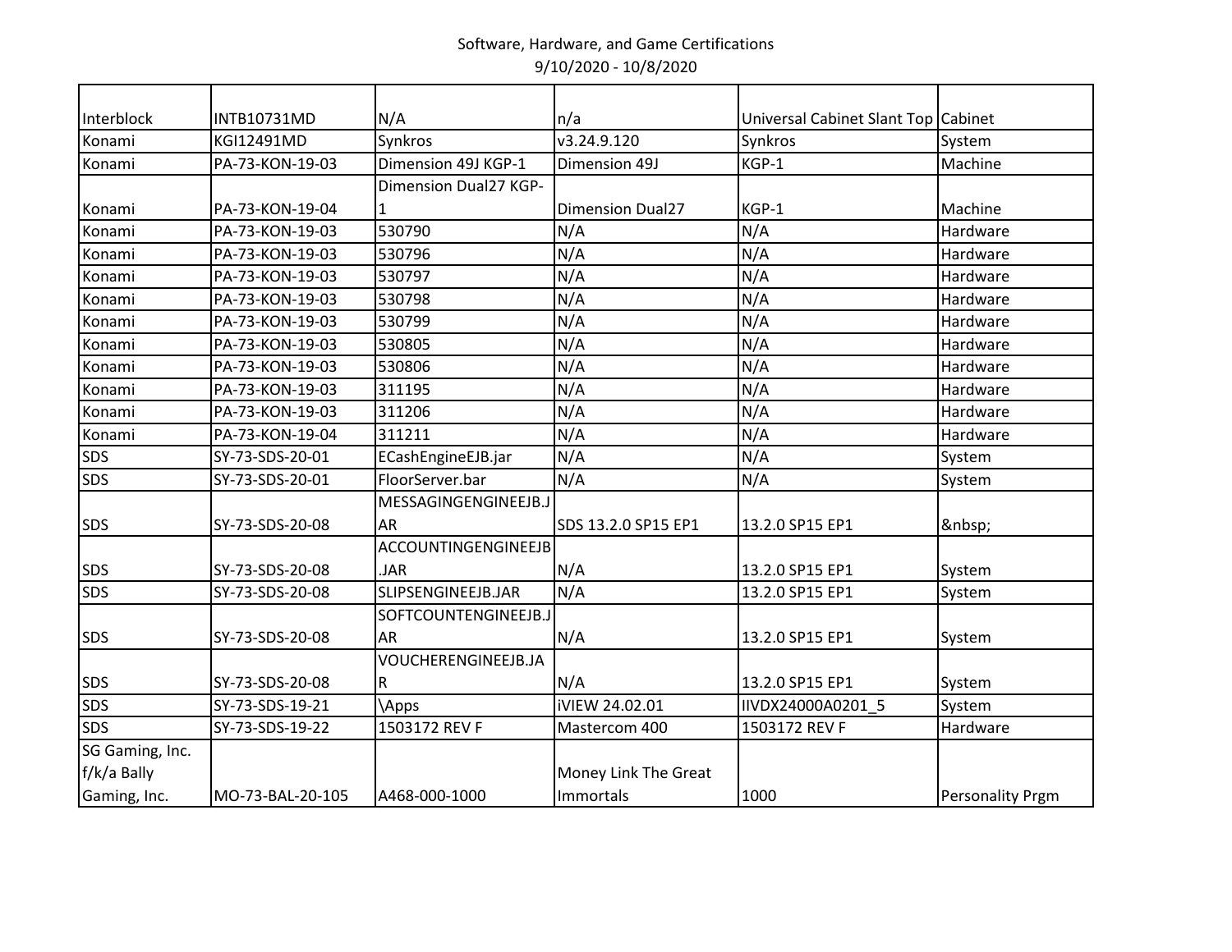Software, Hardware, and Game Certifications
9/10/2020 - 10/8/2020

| | | | | | |
|---|---|---|---|---|---|
| Interblock | INTB10731MD | N/A | n/a | Universal Cabinet Slant Top | Cabinet |
| Konami | KGI12491MD | Synkros | v3.24.9.120 | Synkros | System |
| Konami | PA-73-KON-19-03 | Dimension 49J KGP-1 | Dimension 49J | KGP-1 | Machine |
| Konami | PA-73-KON-19-04 | Dimension Dual27 KGP-1 | Dimension Dual27 | KGP-1 | Machine |
| Konami | PA-73-KON-19-03 | 530790 | N/A | N/A | Hardware |
| Konami | PA-73-KON-19-03 | 530796 | N/A | N/A | Hardware |
| Konami | PA-73-KON-19-03 | 530797 | N/A | N/A | Hardware |
| Konami | PA-73-KON-19-03 | 530798 | N/A | N/A | Hardware |
| Konami | PA-73-KON-19-03 | 530799 | N/A | N/A | Hardware |
| Konami | PA-73-KON-19-03 | 530805 | N/A | N/A | Hardware |
| Konami | PA-73-KON-19-03 | 530806 | N/A | N/A | Hardware |
| Konami | PA-73-KON-19-03 | 311195 | N/A | N/A | Hardware |
| Konami | PA-73-KON-19-03 | 311206 | N/A | N/A | Hardware |
| Konami | PA-73-KON-19-04 | 311211 | N/A | N/A | Hardware |
| SDS | SY-73-SDS-20-01 | ECashEngineEJB.jar | N/A | N/A | System |
| SDS | SY-73-SDS-20-01 | FloorServer.bar | N/A | N/A | System |
| SDS | SY-73-SDS-20-08 | MESSAGINGENGINEEJB.JAR | SDS 13.2.0 SP15 EP1 | 13.2.0 SP15 EP1 | &nbsp; |
| SDS | SY-73-SDS-20-08 | ACCOUNTINGENGINEEJB.JAR | N/A | 13.2.0 SP15 EP1 | System |
| SDS | SY-73-SDS-20-08 | SLIPSENGINEEJB.JAR | N/A | 13.2.0 SP15 EP1 | System |
| SDS | SY-73-SDS-20-08 | SOFTCOUNTENGINEEJB.JAR | N/A | 13.2.0 SP15 EP1 | System |
| SDS | SY-73-SDS-20-08 | VOUCHERENGINEEJB.JAR | N/A | 13.2.0 SP15 EP1 | System |
| SDS | SY-73-SDS-19-21 | \Apps | iVIEW 24.02.01 | IIVDX24000A0201_5 | System |
| SDS | SY-73-SDS-19-22 | 1503172 REV F | Mastercom 400 | 1503172 REV F | Hardware |
| SG Gaming, Inc. f/k/a Bally Gaming, Inc. | MO-73-BAL-20-105 | A468-000-1000 | Money Link The Great Immortals | 1000 | Personality Prgm |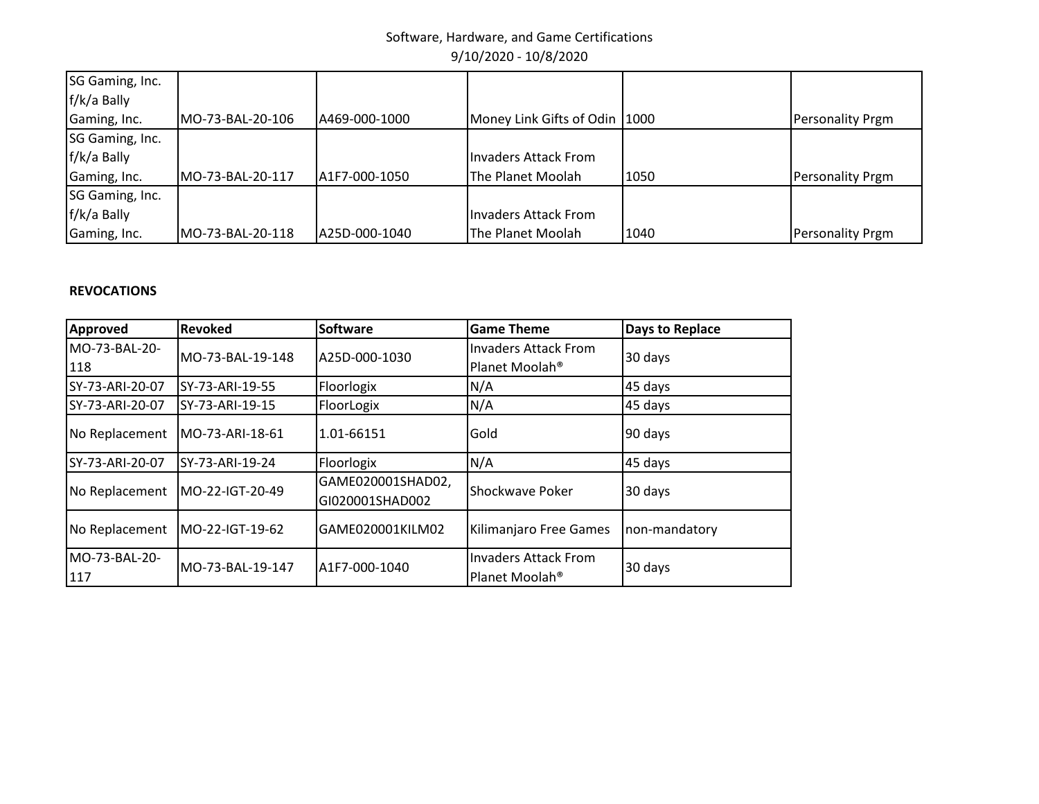Software, Hardware, and Game Certifications
9/10/2020 - 10/8/2020

| | | | | | |
|---|---|---|---|---|---|
| SG Gaming, Inc. f/k/a Bally Gaming, Inc. | MO-73-BAL-20-106 | A469-000-1000 | Money Link Gifts of Odin | 1000 | Personality Prgm |
| SG Gaming, Inc. f/k/a Bally Gaming, Inc. | MO-73-BAL-20-117 | A1F7-000-1050 | Invaders Attack From The Planet Moolah | 1050 | Personality Prgm |
| SG Gaming, Inc. f/k/a Bally Gaming, Inc. | MO-73-BAL-20-118 | A25D-000-1040 | Invaders Attack From The Planet Moolah | 1040 | Personality Prgm |

**REVOCATIONS**

| Approved | Revoked | Software | Game Theme | Days to Replace |
|---|---|---|---|---|
| MO-73-BAL-20-118 | MO-73-BAL-19-148 | A25D-000-1030 | Invaders Attack From Planet Moolah® | 30 days |
| SY-73-ARI-20-07 | SY-73-ARI-19-55 | Floorlogix | N/A | 45 days |
| SY-73-ARI-20-07 | SY-73-ARI-19-15 | FloorLogix | N/A | 45 days |
| No Replacement | MO-73-ARI-18-61 | 1.01-66151 | Gold | 90 days |
| SY-73-ARI-20-07 | SY-73-ARI-19-24 | Floorlogix | N/A | 45 days |
| No Replacement | MO-22-IGT-20-49 | GAME020001SHAD02, GI020001SHAD002 | Shockwave Poker | 30 days |
| No Replacement | MO-22-IGT-19-62 | GAME020001KILM02 | Kilimanjaro Free Games | non-mandatory |
| MO-73-BAL-20-117 | MO-73-BAL-19-147 | A1F7-000-1040 | Invaders Attack From Planet Moolah® | 30 days |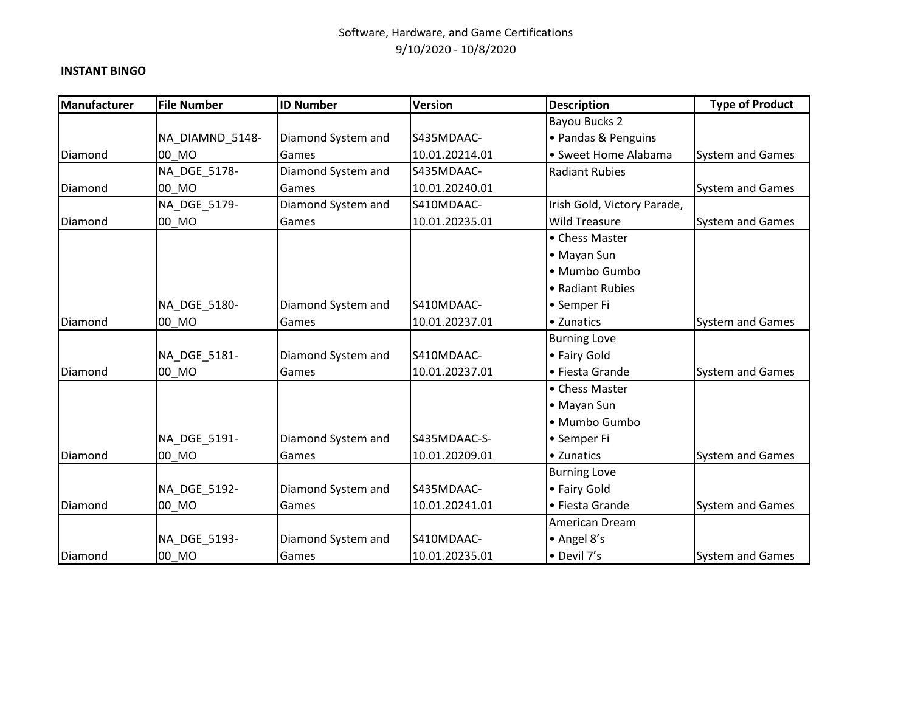Software, Hardware, and Game Certifications
9/10/2020 - 10/8/2020

**INSTANT BINGO**

| Manufacturer | File Number | ID Number | Version | Description | Type of Product |
|---|---|---|---|---|---|
| Diamond | NA_DIAMND_5148-00_MO | Diamond System and Games | S435MDAAC-10.01.20214.01 | Bayou Bucks 2<br>• Pandas & Penguins<br>• Sweet Home Alabama | System and Games |
| Diamond | NA_DGE_5178-00_MO | Diamond System and Games | S435MDAAC-10.01.20240.01 | Radiant Rubies | System and Games |
| Diamond | NA_DGE_5179-00_MO | Diamond System and Games | S410MDAAC-10.01.20235.01 | Irish Gold, Victory Parade, Wild Treasure | System and Games |
| Diamond | NA_DGE_5180-00_MO | Diamond System and Games | S410MDAAC-10.01.20237.01 | • Chess Master<br>• Mayan Sun<br>• Mumbo Gumbo<br>• Radiant Rubies<br>• Semper Fi<br>• Zunatics | System and Games |
| Diamond | NA_DGE_5181-00_MO | Diamond System and Games | S410MDAAC-10.01.20237.01 | Burning Love<br>• Fairy Gold<br>• Fiesta Grande | System and Games |
| Diamond | NA_DGE_5191-00_MO | Diamond System and Games | S435MDAAC-S-10.01.20209.01 | • Chess Master<br>• Mayan Sun<br>• Mumbo Gumbo<br>• Semper Fi<br>• Zunatics | System and Games |
| Diamond | NA_DGE_5192-00_MO | Diamond System and Games | S435MDAAC-10.01.20241.01 | Burning Love<br>• Fairy Gold<br>• Fiesta Grande | System and Games |
| Diamond | NA_DGE_5193-00_MO | Diamond System and Games | S410MDAAC-10.01.20235.01 | American Dream<br>• Angel 8's<br>• Devil 7's | System and Games |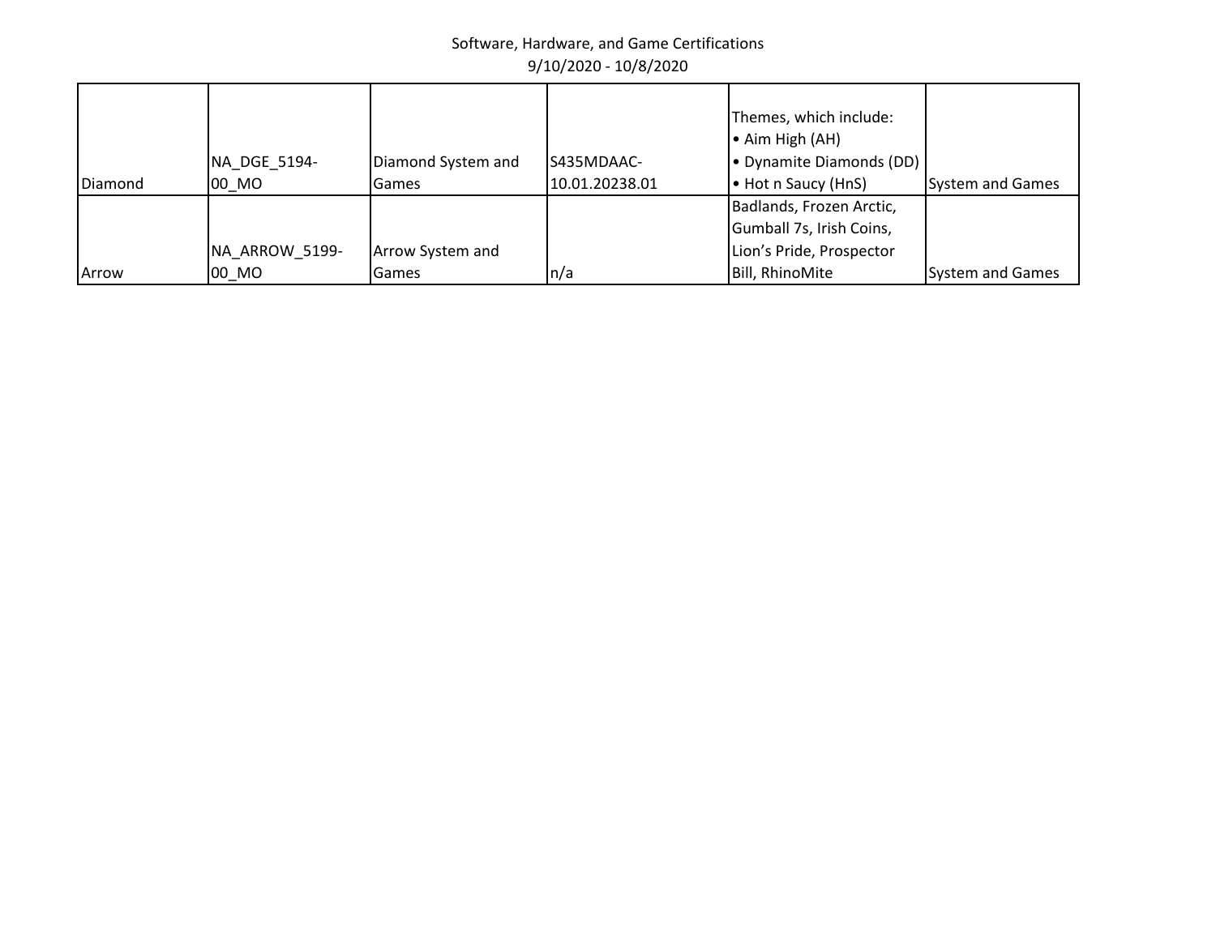Software, Hardware, and Game Certifications
9/10/2020 - 10/8/2020

| | | | | | |
|---|---|---|---|---|---|
| Diamond | NA_DGE_5194-00_MO | Diamond System and Games | S435MDAAC-10.01.20238.01 | Themes, which include:<br>• Aim High (AH)<br>• Dynamite Diamonds (DD)<br>• Hot n Saucy (HnS) | System and Games |
| Arrow | NA_ARROW_5199-00_MO | Arrow System and Games | n/a | Badlands, Frozen Arctic, Gumball 7s, Irish Coins, Lion's Pride, Prospector Bill, RhinoMite | System and Games |